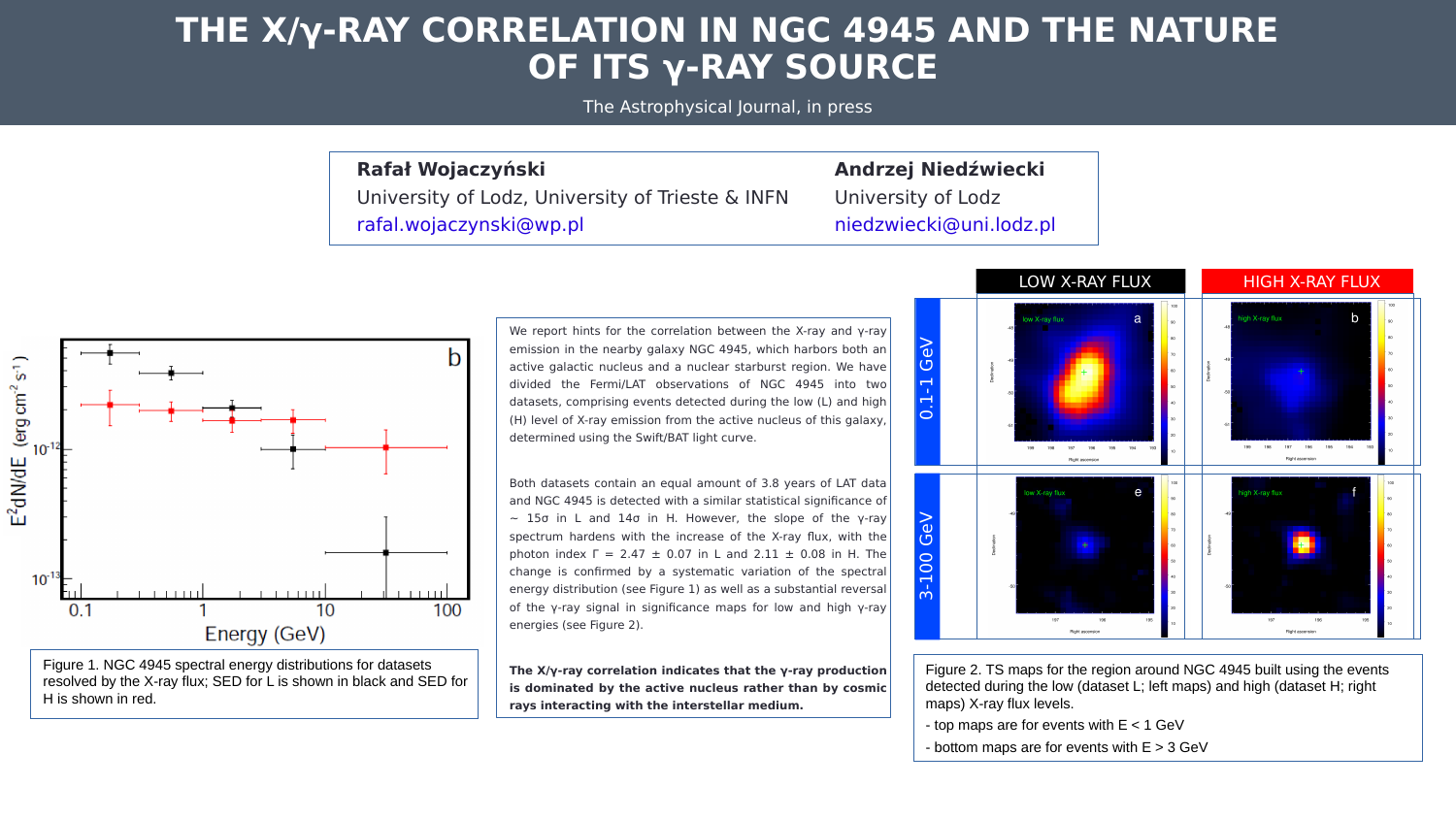# THE X/γ-RAY CORRELATION IN NGC 4945 AND THE NATURE OF ITS γ-RAY SOURCE

The Astrophysical Journal, in press

**Rafał Wojaczyński**
University of Lodz, University of Trieste & INFN
rafal.wojaczynski@wp.pl

**Andrzej Niedźwiecki**
University of Lodz
niedzwiecki@uni.lodz.pl

We report hints for the correlation between the X-ray and γ-ray emission in the nearby galaxy NGC 4945, which harbors both an active galactic nucleus and a nuclear starburst region. We have divided the Fermi/LAT observations of NGC 4945 into two datasets, comprising events detected during the low (L) and high (H) level of X-ray emission from the active nucleus of this galaxy, determined using the Swift/BAT light curve.

Both datasets contain an equal amount of 3.8 years of LAT data and NGC 4945 is detected with a similar statistical significance of ~ 15σ in L and 14σ in H. However, the slope of the γ-ray spectrum hardens with the increase of the X-ray flux, with the photon index $\Gamma = 2.47 \pm 0.07$ in L and $2.11 \pm 0.08$ in H. The change is confirmed by a systematic variation of the spectral energy distribution (see Figure 1) as well as a substantial reversal of the γ-ray signal in significance maps for low and high γ-ray energies (see Figure 2).

**The X/γ-ray correlation indicates that the γ-ray production is dominated by the active nucleus rather than by cosmic rays interacting with the interstellar medium.**

Figure 1. NGC 4945 spectral energy distributions for datasets resolved by the X-ray flux; SED for L is shown in black and SED for H is shown in red.

Figure 2. TS maps for the region around NGC 4945 built using the events detected during the low (dataset L; left maps) and high (dataset H; right maps) X-ray flux levels.

- top maps are for events with E < 1 GeV
- bottom maps are for events with E > 3 GeV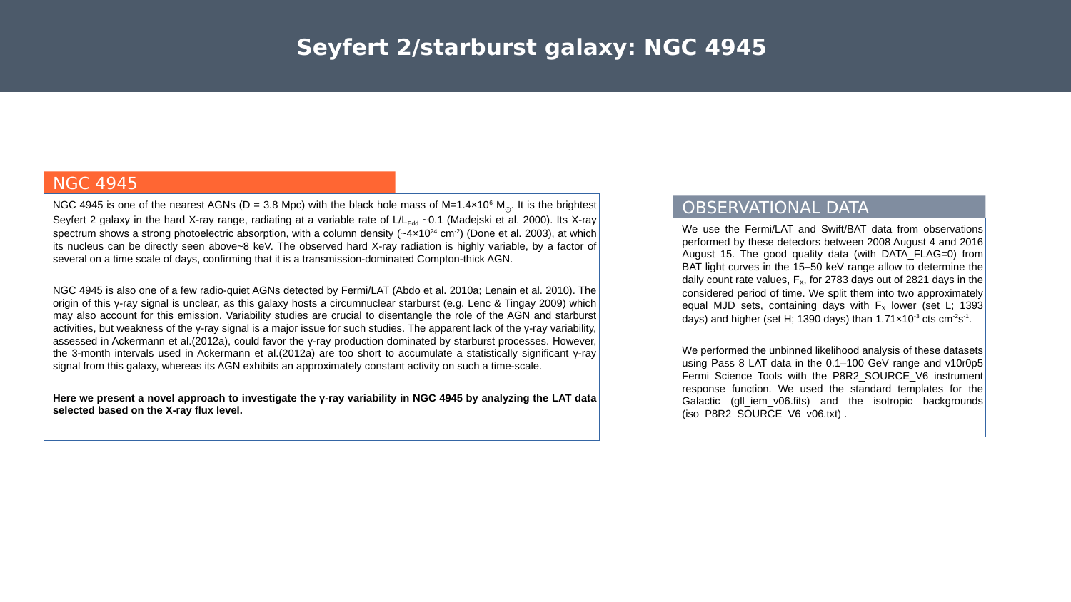# Seyfert 2/starburst galaxy: NGC 4945

## NGC 4945

NGC 4945 is one of the nearest AGNs (D = 3.8 Mpc) with the black hole mass of $M=1.4\times10^{6}$ $M_{\odot}$. It is the brightest Seyfert 2 galaxy in the hard X-ray range, radiating at a variable rate of $L/L_{Edd}$ ~0.1 (Madejski et al. 2000). Its X-ray spectrum shows a strong photoelectric absorption, with a column density (~$4\times10^{24}$ $cm^{-2}$) (Done et al. 2003), at which its nucleus can be directly seen above~8 keV. The observed hard X-ray radiation is highly variable, by a factor of several on a time scale of days, confirming that it is a transmission-dominated Compton-thick AGN.

NGC 4945 is also one of a few radio-quiet AGNs detected by Fermi/LAT (Abdo et al. 2010a; Lenain et al. 2010). The origin of this γ-ray signal is unclear, as this galaxy hosts a circumnuclear starburst (e.g. Lenc & Tingay 2009) which may also account for this emission. Variability studies are crucial to disentangle the role of the AGN and starburst activities, but weakness of the γ-ray signal is a major issue for such studies. The apparent lack of the γ-ray variability, assessed in Ackermann et al.(2012a), could favor the γ-ray production dominated by starburst processes. However, the 3-month intervals used in Ackermann et al.(2012a) are too short to accumulate a statistically significant γ-ray signal from this galaxy, whereas its AGN exhibits an approximately constant activity on such a time-scale.

**Here we present a novel approach to investigate the γ-ray variability in NGC 4945 by analyzing the LAT data selected based on the X-ray flux level.**

## OBSERVATIONAL DATA

We use the Fermi/LAT and Swift/BAT data from observations performed by these detectors between 2008 August 4 and 2016 August 15. The good quality data (with DATA_FLAG=0) from BAT light curves in the 15–50 keV range allow to determine the daily count rate values, $F_X$, for 2783 days out of 2821 days in the considered period of time. We split them into two approximately equal MJD sets, containing days with $F_X$ lower (set L; 1393 days) and higher (set H; 1390 days) than $1.71\times10^{-3}$ cts $cm^{-2}s^{-1}$.

We performed the unbinned likelihood analysis of these datasets using Pass 8 LAT data in the 0.1–100 GeV range and v10r0p5 Fermi Science Tools with the P8R2_SOURCE_V6 instrument response function. We used the standard templates for the Galactic (gll_iem_v06.fits) and the isotropic backgrounds (iso_P8R2_SOURCE_V6_v06.txt) .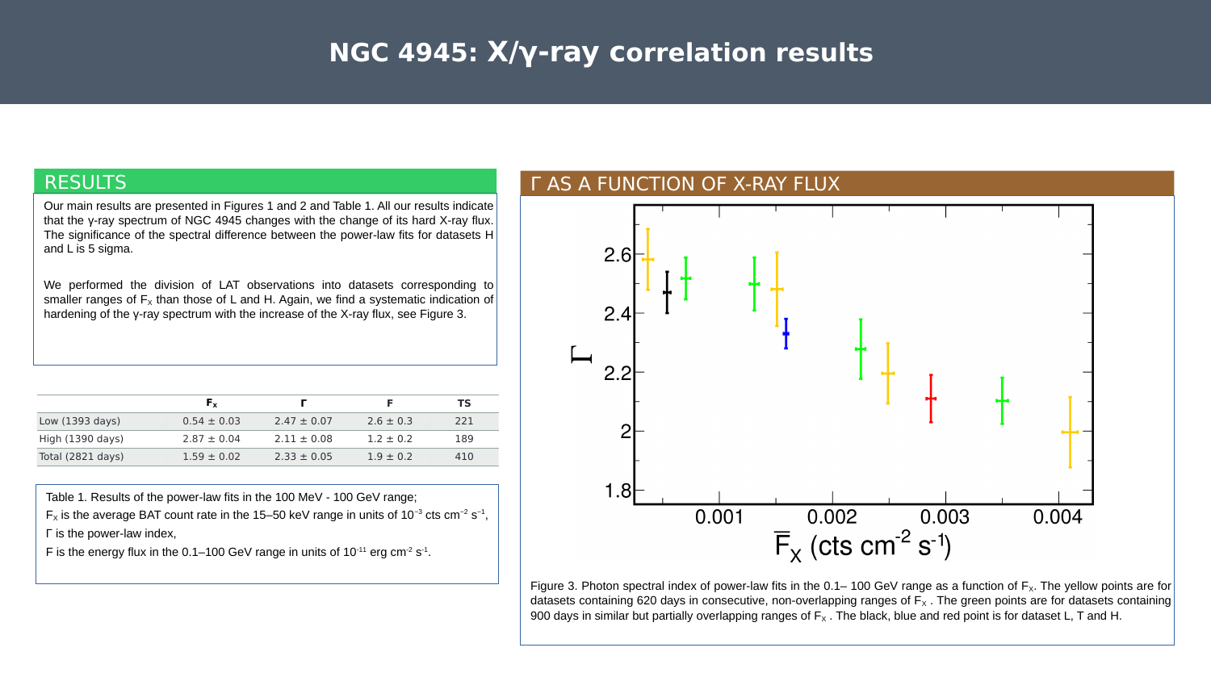# NGC 4945: X/γ-ray correlation results

## RESULTS

Our main results are presented in Figures 1 and 2 and Table 1. All our results indicate that the γ-ray spectrum of NGC 4945 changes with the change of its hard X-ray flux. The significance of the spectral difference between the power-law fits for datasets H and L is 5 sigma.

We performed the division of LAT observations into datasets corresponding to smaller ranges of $F_x$ than those of L and H. Again, we find a systematic indication of hardening of the γ-ray spectrum with the increase of the X-ray flux, see Figure 3.

| | $F_x$ | Γ | F | TS |
|---|---|---|---|---|
| Low (1393 days) | 0.54 ± 0.03 | 2.47 ± 0.07 | 2.6 ± 0.3 | 221 |
| High (1390 days) | 2.87 ± 0.04 | 2.11 ± 0.08 | 1.2 ± 0.2 | 189 |
| Total (2821 days) | 1.59 ± 0.02 | 2.33 ± 0.05 | 1.9 ± 0.2 | 410 |

Table 1. Results of the power-law fits in the 100 MeV - 100 GeV range;
$F_x$ is the average BAT count rate in the 15–50 keV range in units of $10^{-3}$ cts cm$^{-2}$ s$^{-1}$,
Γ is the power-law index,
F is the energy flux in the 0.1–100 GeV range in units of $10^{-11}$ erg cm$^{-2}$ s$^{-1}$.

## Γ AS A FUNCTION OF X-RAY FLUX

Figure 3. Photon spectral index of power-law fits in the 0.1– 100 GeV range as a function of $F_x$. The yellow points are for datasets containing 620 days in consecutive, non-overlapping ranges of $F_x$ . The green points are for datasets containing 900 days in similar but partially overlapping ranges of $F_x$ . The black, blue and red point is for dataset L, T and H.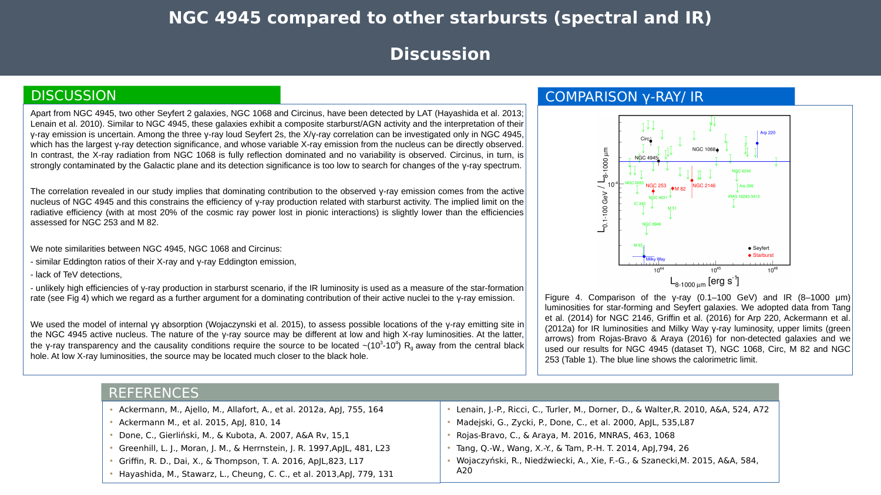# NGC 4945 compared to other starbursts (spectral and IR)

## Discussion

## DISCUSSION

Apart from NGC 4945, two other Seyfert 2 galaxies, NGC 1068 and Circinus, have been detected by LAT (Hayashida et al. 2013; Lenain et al. 2010). Similar to NGC 4945, these galaxies exhibit a composite starburst/AGN activity and the interpretation of their γ-ray emission is uncertain. Among the three γ-ray loud Seyfert 2s, the X/γ-ray correlation can be investigated only in NGC 4945, which has the largest γ-ray detection significance, and whose variable X-ray emission from the nucleus can be directly observed. In contrast, the X-ray radiation from NGC 1068 is fully reflection dominated and no variability is observed. Circinus, in turn, is strongly contaminated by the Galactic plane and its detection significance is too low to search for changes of the γ-ray spectrum.

The correlation revealed in our study implies that dominating contribution to the observed γ-ray emission comes from the active nucleus of NGC 4945 and this constrains the efficiency of γ-ray production related with starburst activity. The implied limit on the radiative efficiency (with at most 20% of the cosmic ray power lost in pionic interactions) is slightly lower than the efficiencies assessed for NGC 253 and M 82.

We note similarities between NGC 4945, NGC 1068 and Circinus:

- similar Eddington ratios of their X-ray and γ-ray Eddington emission,
- lack of TeV detections,
- unlikely high efficiencies of γ-ray production in starburst scenario, if the IR luminosity is used as a measure of the star-formation rate (see Fig 4) which we regard as a further argument for a dominating contribution of their active nuclei to the γ-ray emission.

We used the model of internal γγ absorption (Wojaczynski et al. 2015), to assess possible locations of the γ-ray emitting site in the NGC 4945 active nucleus. The nature of the γ-ray source may be different at low and high X-ray luminosities. At the latter, the γ-ray transparency and the causality conditions require the source to be located ~($10^3$-$10^4$) $R_g$ away from the central black hole. At low X-ray luminosities, the source may be located much closer to the black hole.

## COMPARISON γ-RAY/ IR

$L_{0.1\text{-}100\,\mathrm{GeV}} / L_{8\text{-}1000\,\mu\mathrm{m}}$

$10^{-4}$

Arp 220
Circ
NGC 1068
NGC 4945
NGC 6240
NGC 5055
NGC 253
M 82
NGC 2146
Arp 299
NGC 4631
IRAS 18293-3413
IC 342
M 51
NGC 6946
M 83
Milky Way

● Seyfert
● Starburst

$10^{44}$ $10^{45}$ $10^{46}$

$L_{8\text{-}1000\,\mu\mathrm{m}}$ [erg s$^{-1}$]

Figure 4. Comparison of the γ-ray (0.1–100 GeV) and IR (8–1000 μm) luminosities for star-forming and Seyfert galaxies. We adopted data from Tang et al. (2014) for NGC 2146, Griffin et al. (2016) for Arp 220, Ackermann et al. (2012a) for IR luminosities and Milky Way γ-ray luminosity, upper limits (green arrows) from Rojas-Bravo & Araya (2016) for non-detected galaxies and we used our results for NGC 4945 (dataset T), NGC 1068, Circ, M 82 and NGC 253 (Table 1). The blue line shows the calorimetric limit.

## REFERENCES

- Ackermann, M., Ajello, M., Allafort, A., et al. 2012a, ApJ, 755, 164
- Ackermann M., et al. 2015, ApJ, 810, 14
- Done, C., Gierliński, M., & Kubota, A. 2007, A&A Rv, 15,1
- Greenhill, L. J., Moran, J. M., & Herrnstein, J. R. 1997,ApJL, 481, L23
- Griffin, R. D., Dai, X., & Thompson, T. A. 2016, ApJL,823, L17
- Hayashida, M., Stawarz, L., Cheung, C. C., et al. 2013,ApJ, 779, 131
- Lenain, J.-P., Ricci, C., Turler, M., Dorner, D., & Walter,R. 2010, A&A, 524, A72
- Madejski, G., Zycki, P., Done, C., et al. 2000, ApJL, 535,L87
- Rojas-Bravo, C., & Araya, M. 2016, MNRAS, 463, 1068
- Tang, Q.-W., Wang, X.-Y., & Tam, P.-H. T. 2014, ApJ,794, 26
- Wojaczyński, R., Niedźwiecki, A., Xie, F.-G., & Szanecki,M. 2015, A&A, 584, A20